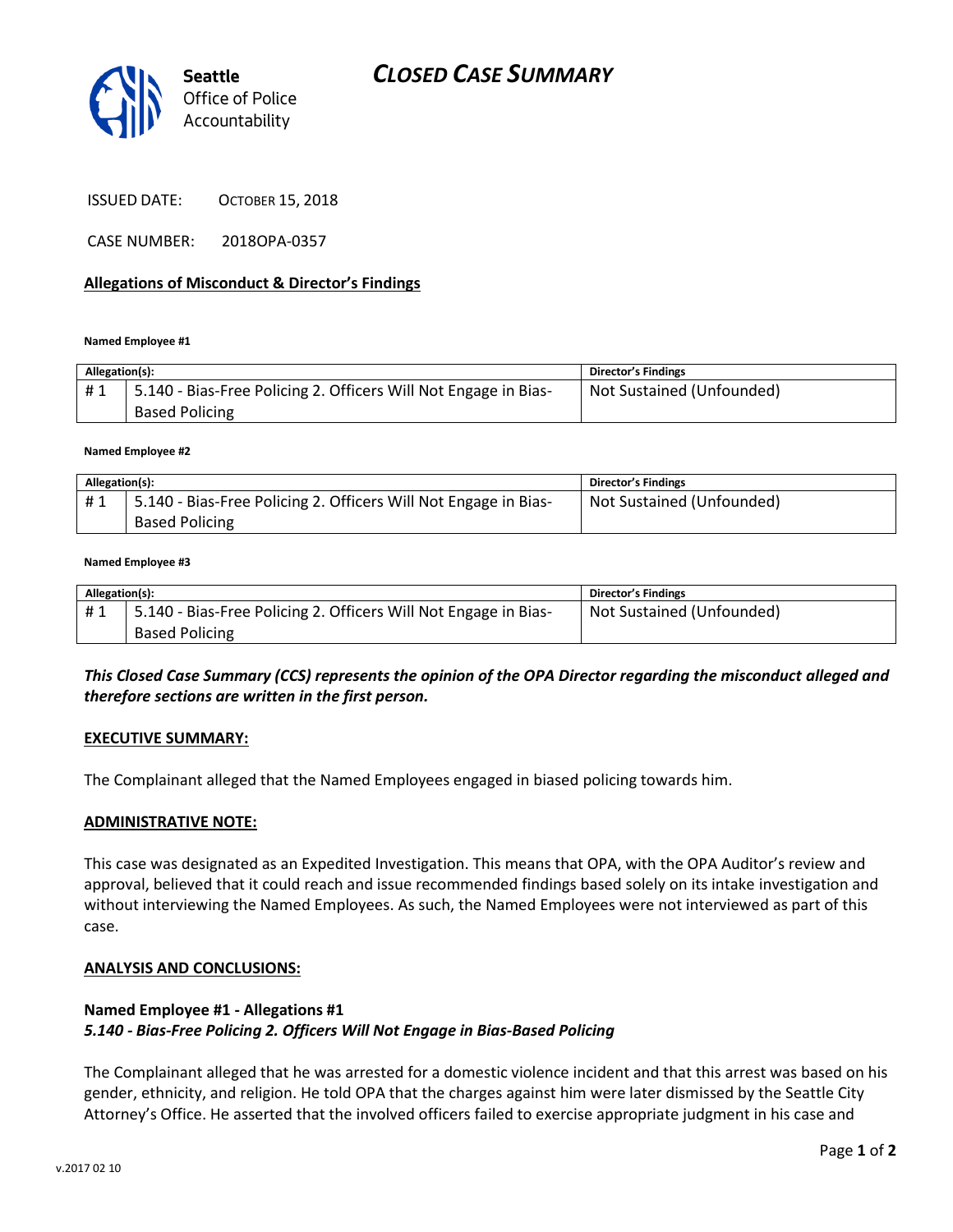Seattle Office of Police Accountability

# CLOSED CASE SUMMARY

ISSUED DATE: OCTOBER 15, 2018

CASE NUMBER: 2018OPA-0357

## Allegations of Misconduct & Director's Findings

**Named Employee #1**

| Allegation(s): | | Director's Findings |
| --- | --- | --- |
| # 1 | 5.140 - Bias-Free Policing 2. Officers Will Not Engage in Bias-Based Policing | Not Sustained (Unfounded) |

**Named Employee #2**

| Allegation(s): | | Director's Findings |
| --- | --- | --- |
| # 1 | 5.140 - Bias-Free Policing 2. Officers Will Not Engage in Bias-Based Policing | Not Sustained (Unfounded) |

**Named Employee #3**

| Allegation(s): | | Director's Findings |
| --- | --- | --- |
| # 1 | 5.140 - Bias-Free Policing 2. Officers Will Not Engage in Bias-Based Policing | Not Sustained (Unfounded) |

***This Closed Case Summary (CCS) represents the opinion of the OPA Director regarding the misconduct alleged and therefore sections are written in the first person.***

## EXECUTIVE SUMMARY:

The Complainant alleged that the Named Employees engaged in biased policing towards him.

## ADMINISTRATIVE NOTE:

This case was designated as an Expedited Investigation. This means that OPA, with the OPA Auditor's review and approval, believed that it could reach and issue recommended findings based solely on its intake investigation and without interviewing the Named Employees. As such, the Named Employees were not interviewed as part of this case.

## ANALYSIS AND CONCLUSIONS:

**Named Employee #1 - Allegations #1**
***5.140 - Bias-Free Policing 2. Officers Will Not Engage in Bias-Based Policing***

The Complainant alleged that he was arrested for a domestic violence incident and that this arrest was based on his gender, ethnicity, and religion. He told OPA that the charges against him were later dismissed by the Seattle City Attorney's Office. He asserted that the involved officers failed to exercise appropriate judgment in his case and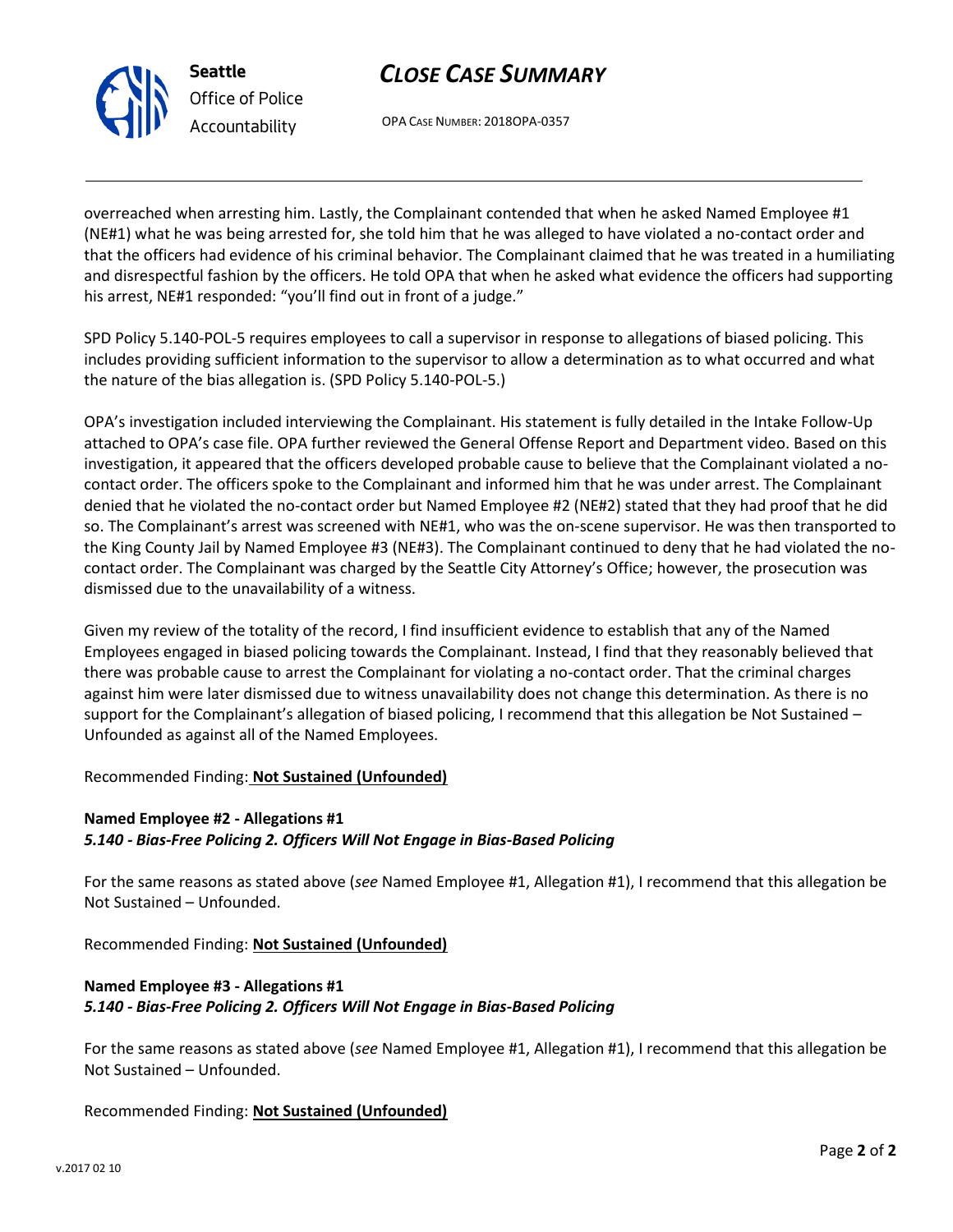overreached when arresting him. Lastly, the Complainant contended that when he asked Named Employee #1 (NE#1) what he was being arrested for, she told him that he was alleged to have violated a no-contact order and that the officers had evidence of his criminal behavior. The Complainant claimed that he was treated in a humiliating and disrespectful fashion by the officers. He told OPA that when he asked what evidence the officers had supporting his arrest, NE#1 responded: "you'll find out in front of a judge."

SPD Policy 5.140-POL-5 requires employees to call a supervisor in response to allegations of biased policing. This includes providing sufficient information to the supervisor to allow a determination as to what occurred and what the nature of the bias allegation is. (SPD Policy 5.140-POL-5.)

OPA's investigation included interviewing the Complainant. His statement is fully detailed in the Intake Follow-Up attached to OPA's case file. OPA further reviewed the General Offense Report and Department video. Based on this investigation, it appeared that the officers developed probable cause to believe that the Complainant violated a no-contact order. The officers spoke to the Complainant and informed him that he was under arrest. The Complainant denied that he violated the no-contact order but Named Employee #2 (NE#2) stated that they had proof that he did so. The Complainant's arrest was screened with NE#1, who was the on-scene supervisor. He was then transported to the King County Jail by Named Employee #3 (NE#3). The Complainant continued to deny that he had violated the no-contact order. The Complainant was charged by the Seattle City Attorney's Office; however, the prosecution was dismissed due to the unavailability of a witness.

Given my review of the totality of the record, I find insufficient evidence to establish that any of the Named Employees engaged in biased policing towards the Complainant. Instead, I find that they reasonably believed that there was probable cause to arrest the Complainant for violating a no-contact order. That the criminal charges against him were later dismissed due to witness unavailability does not change this determination. As there is no support for the Complainant's allegation of biased policing, I recommend that this allegation be Not Sustained – Unfounded as against all of the Named Employees.

Recommended Finding: **Not Sustained (Unfounded)**

**Named Employee #2 - Allegations #1**
***5.140 - Bias-Free Policing 2. Officers Will Not Engage in Bias-Based Policing***

For the same reasons as stated above (*see* Named Employee #1, Allegation #1), I recommend that this allegation be Not Sustained – Unfounded.

Recommended Finding: **Not Sustained (Unfounded)**

**Named Employee #3 - Allegations #1**
***5.140 - Bias-Free Policing 2. Officers Will Not Engage in Bias-Based Policing***

For the same reasons as stated above (*see* Named Employee #1, Allegation #1), I recommend that this allegation be Not Sustained – Unfounded.

Recommended Finding: **Not Sustained (Unfounded)**